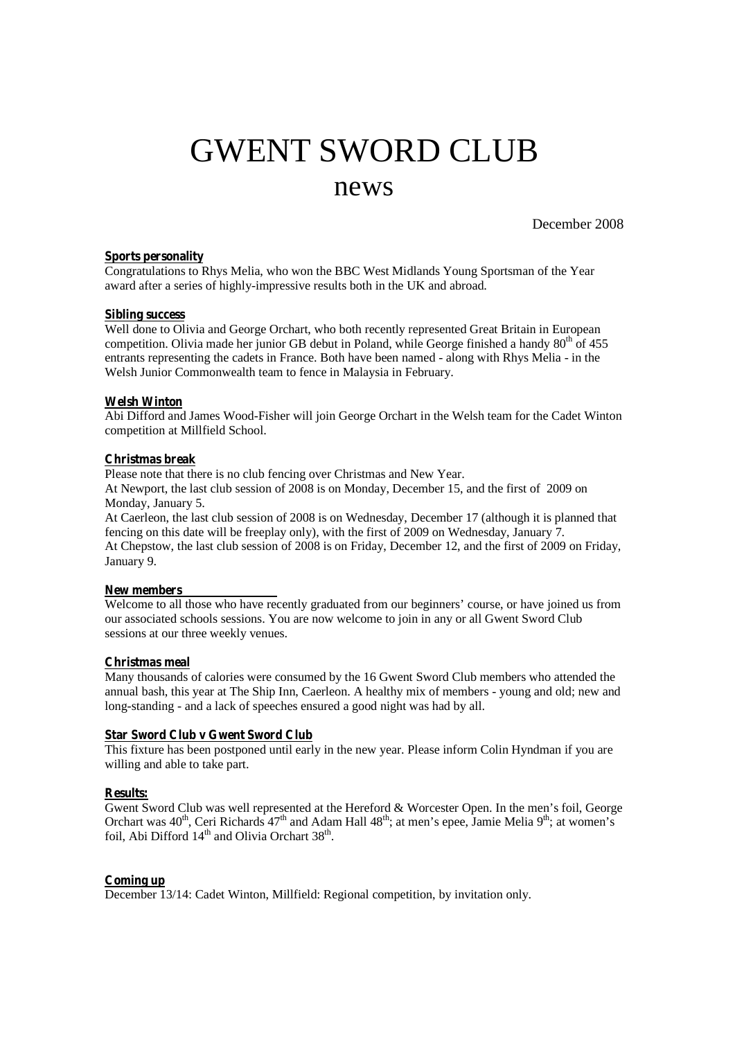# GWENT SWORD CLUB

## news

December 2008

**Sports personality**

Congratulations to Rhys Melia, who won the BBC West Midlands Young Sportsman of the Year award after a series of highly-impressive results both in the UK and abroad.

**Sibling success**

Well done to Olivia and George Orchart, who both recently represented Great Britain in European competition. Olivia made her junior GB debut in Poland, while George finished a handy 80th of 455 entrants representing the cadets in France. Both have been named - along with Rhys Melia - in the Welsh Junior Commonwealth team to fence in Malaysia in February.

**Welsh Winton**

Abi Difford and James Wood-Fisher will join George Orchart in the Welsh team for the Cadet Winton competition at Millfield School.

**Christmas break**

Please note that there is no club fencing over Christmas and New Year.

At Newport, the last club session of 2008 is on Monday, December 15, and the first of 2009 on Monday, January 5.

At Caerleon, the last club session of 2008 is on Wednesday, December 17 (although it is planned that fencing on this date will be freeplay only), with the first of 2009 on Wednesday, January 7.

At Chepstow, the last club session of 2008 is on Friday, December 12, and the first of 2009 on Friday, January 9.

**New members**

Welcome to all those who have recently graduated from our beginners' course, or have joined us from our associated schools sessions. You are now welcome to join in any or all Gwent Sword Club sessions at our three weekly venues.

**Christmas meal**

Many thousands of calories were consumed by the 16 Gwent Sword Club members who attended the annual bash, this year at The Ship Inn, Caerleon. A healthy mix of members - young and old; new and long-standing - and a lack of speeches ensured a good night was had by all.

**Star Sword Club v Gwent Sword Club**

This fixture has been postponed until early in the new year. Please inform Colin Hyndman if you are willing and able to take part.

**Results:**

Gwent Sword Club was well represented at the Hereford & Worcester Open. In the men's foil, George Orchart was 40th, Ceri Richards 47th and Adam Hall 48th; at men's epee, Jamie Melia 9th; at women's foil, Abi Difford 14th and Olivia Orchart 38th.

**Coming up**

December 13/14: Cadet Winton, Millfield: Regional competition, by invitation only.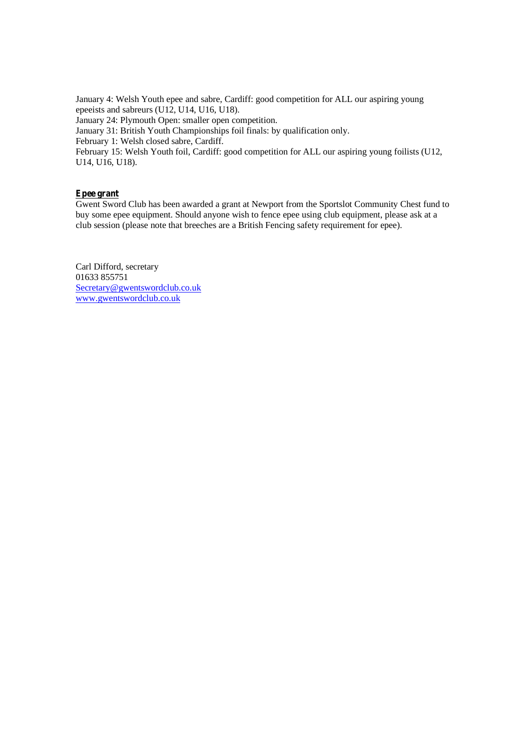January 4: Welsh Youth epee and sabre, Cardiff: good competition for ALL our aspiring young epeeists and sabreurs (U12, U14, U16, U18).
January 24: Plymouth Open: smaller open competition.
January 31: British Youth Championships foil finals: by qualification only.
February 1: Welsh closed sabre, Cardiff.
February 15: Welsh Youth foil, Cardiff: good competition for ALL our aspiring young foilists (U12, U14, U16, U18).

**Epee grant**

Gwent Sword Club has been awarded a grant at Newport from the Sportslot Community Chest fund to buy some epee equipment. Should anyone wish to fence epee using club equipment, please ask at a club session (please note that breeches are a British Fencing safety requirement for epee).

Carl Difford, secretary
01633 855751
Secretary@gwentswordclub.co.uk
www.gwentswordclub.co.uk